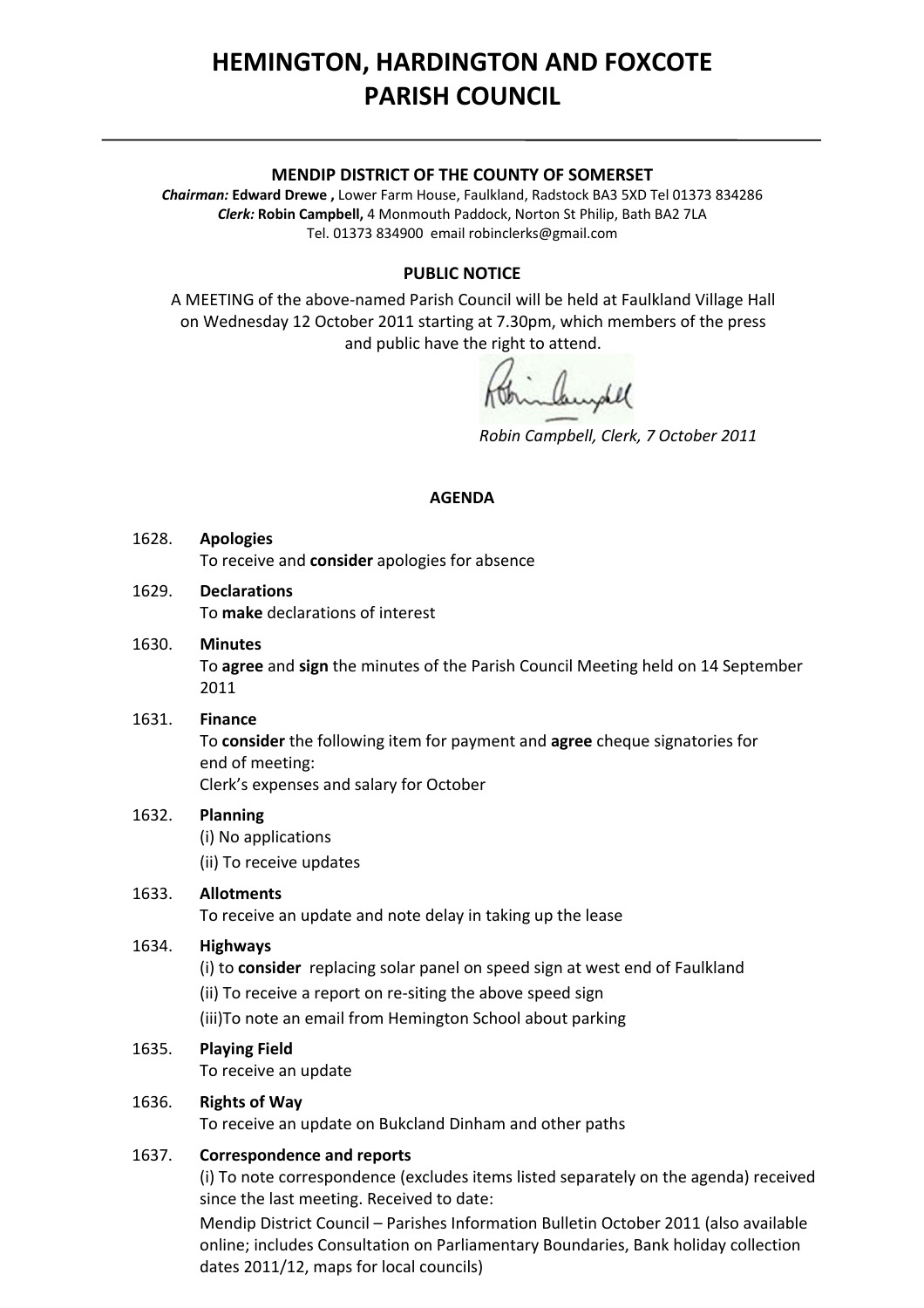# HEMINGTON, HARDINGTON AND FOXCOTE PARISH COUNCIL

**MENDIP DISTRICT OF THE COUNTY OF SOMERSET**

***Chairman:*** **Edward Drewe ,** Lower Farm House, Faulkland, Radstock BA3 5XD Tel 01373 834286
***Clerk:*** **Robin Campbell,** 4 Monmouth Paddock, Norton St Philip, Bath BA2 7LA
Tel. 01373 834900 email robinclerks@gmail.com

**PUBLIC NOTICE**

A MEETING of the above-named Parish Council will be held at Faulkland Village Hall on Wednesday 12 October 2011 starting at 7.30pm, which members of the press and public have the right to attend.

*Robin Campbell, Clerk, 7 October 2011*

**AGENDA**

1628. **Apologies**
To receive and **consider** apologies for absence

1629. **Declarations**
To **make** declarations of interest

1630. **Minutes**
To **agree** and **sign** the minutes of the Parish Council Meeting held on 14 September 2011

1631. **Finance**
To **consider** the following item for payment and **agree** cheque signatories for end of meeting:
Clerk's expenses and salary for October

1632. **Planning**
(i) No applications
(ii) To receive updates

1633. **Allotments**
To receive an update and note delay in taking up the lease

1634. **Highways**
(i) to **consider** replacing solar panel on speed sign at west end of Faulkland
(ii) To receive a report on re-siting the above speed sign
(iii)To note an email from Hemington School about parking

1635. **Playing Field**
To receive an update

1636. **Rights of Way**
To receive an update on Bukcland Dinham and other paths

1637. **Correspondence and reports**
(i) To note correspondence (excludes items listed separately on the agenda) received since the last meeting. Received to date:
Mendip District Council – Parishes Information Bulletin October 2011 (also available online; includes Consultation on Parliamentary Boundaries, Bank holiday collection dates 2011/12, maps for local councils)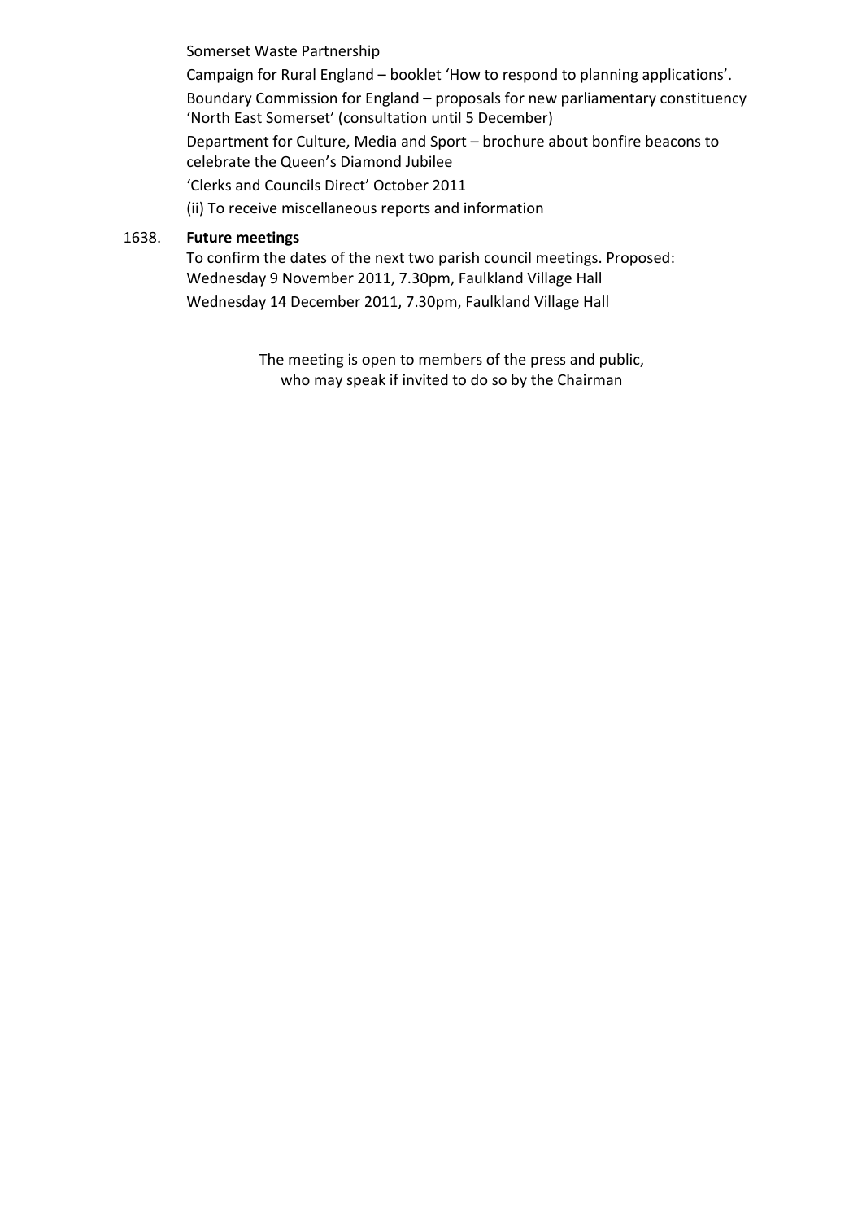Somerset Waste Partnership

Campaign for Rural England – booklet 'How to respond to planning applications'.

Boundary Commission for England – proposals for new parliamentary constituency 'North East Somerset' (consultation until 5 December)

Department for Culture, Media and Sport – brochure about bonfire beacons to celebrate the Queen's Diamond Jubilee

'Clerks and Councils Direct' October 2011

(ii) To receive miscellaneous reports and information

1638. **Future meetings**

To confirm the dates of the next two parish council meetings. Proposed:

Wednesday 9 November 2011, 7.30pm, Faulkland Village Hall

Wednesday 14 December 2011, 7.30pm, Faulkland Village Hall

The meeting is open to members of the press and public, who may speak if invited to do so by the Chairman